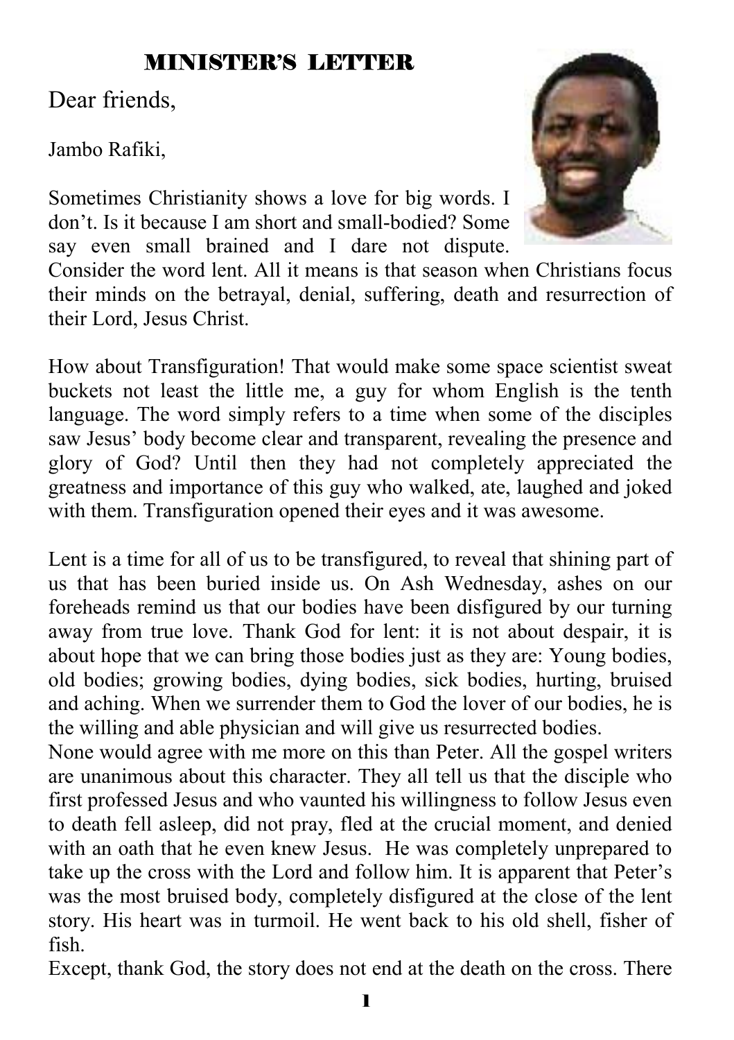## MINISTER'S LETTER

Dear friends,

Jambo Rafiki,

Sometimes Christianity shows a love for big words. I don't. Is it because I am short and small-bodied? Some say even small brained and I dare not dispute. Consider the word lent. All it means is that season when Christians focus their minds on the betrayal, denial, suffering, death and resurrection of their Lord, Jesus Christ.

How about Transfiguration! That would make some space scientist sweat buckets not least the little me, a guy for whom English is the tenth language. The word simply refers to a time when some of the disciples saw Jesus' body become clear and transparent, revealing the presence and glory of God? Until then they had not completely appreciated the greatness and importance of this guy who walked, ate, laughed and joked with them. Transfiguration opened their eyes and it was awesome.

Lent is a time for all of us to be transfigured, to reveal that shining part of us that has been buried inside us. On Ash Wednesday, ashes on our foreheads remind us that our bodies have been disfigured by our turning away from true love. Thank God for lent: it is not about despair, it is about hope that we can bring those bodies just as they are: Young bodies, old bodies; growing bodies, dying bodies, sick bodies, hurting, bruised and aching. When we surrender them to God the lover of our bodies, he is the willing and able physician and will give us resurrected bodies.

None would agree with me more on this than Peter. All the gospel writers are unanimous about this character. They all tell us that the disciple who first professed Jesus and who vaunted his willingness to follow Jesus even to death fell asleep, did not pray, fled at the crucial moment, and denied with an oath that he even knew Jesus. He was completely unprepared to take up the cross with the Lord and follow him. It is apparent that Peter's was the most bruised body, completely disfigured at the close of the lent story. His heart was in turmoil. He went back to his old shell, fisher of fish.

Except, thank God, the story does not end at the death on the cross. There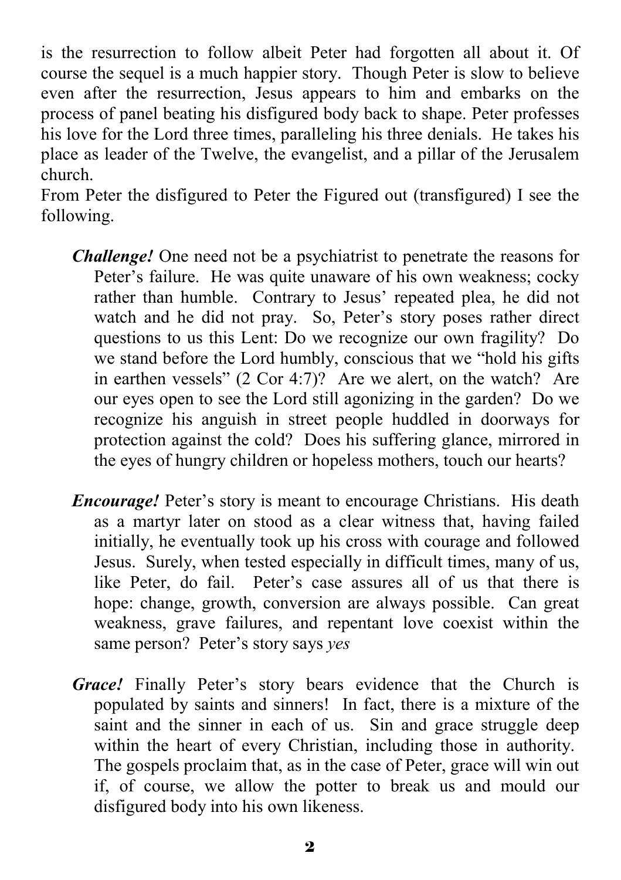is the resurrection to follow albeit Peter had forgotten all about it. Of course the sequel is a much happier story. Though Peter is slow to believe even after the resurrection, Jesus appears to him and embarks on the process of panel beating his disfigured body back to shape. Peter professes his love for the Lord three times, paralleling his three denials. He takes his place as leader of the Twelve, the evangelist, and a pillar of the Jerusalem church.

From Peter the disfigured to Peter the Figured out (transfigured) I see the following.

***Challenge!*** One need not be a psychiatrist to penetrate the reasons for Peter's failure. He was quite unaware of his own weakness; cocky rather than humble. Contrary to Jesus' repeated plea, he did not watch and he did not pray. So, Peter's story poses rather direct questions to us this Lent: Do we recognize our own fragility? Do we stand before the Lord humbly, conscious that we "hold his gifts in earthen vessels" (2 Cor 4:7)? Are we alert, on the watch? Are our eyes open to see the Lord still agonizing in the garden? Do we recognize his anguish in street people huddled in doorways for protection against the cold? Does his suffering glance, mirrored in the eyes of hungry children or hopeless mothers, touch our hearts?

***Encourage!*** Peter's story is meant to encourage Christians. His death as a martyr later on stood as a clear witness that, having failed initially, he eventually took up his cross with courage and followed Jesus. Surely, when tested especially in difficult times, many of us, like Peter, do fail. Peter's case assures all of us that there is hope: change, growth, conversion are always possible. Can great weakness, grave failures, and repentant love coexist within the same person? Peter's story says *yes*

***Grace!*** Finally Peter's story bears evidence that the Church is populated by saints and sinners! In fact, there is a mixture of the saint and the sinner in each of us. Sin and grace struggle deep within the heart of every Christian, including those in authority. The gospels proclaim that, as in the case of Peter, grace will win out if, of course, we allow the potter to break us and mould our disfigured body into his own likeness.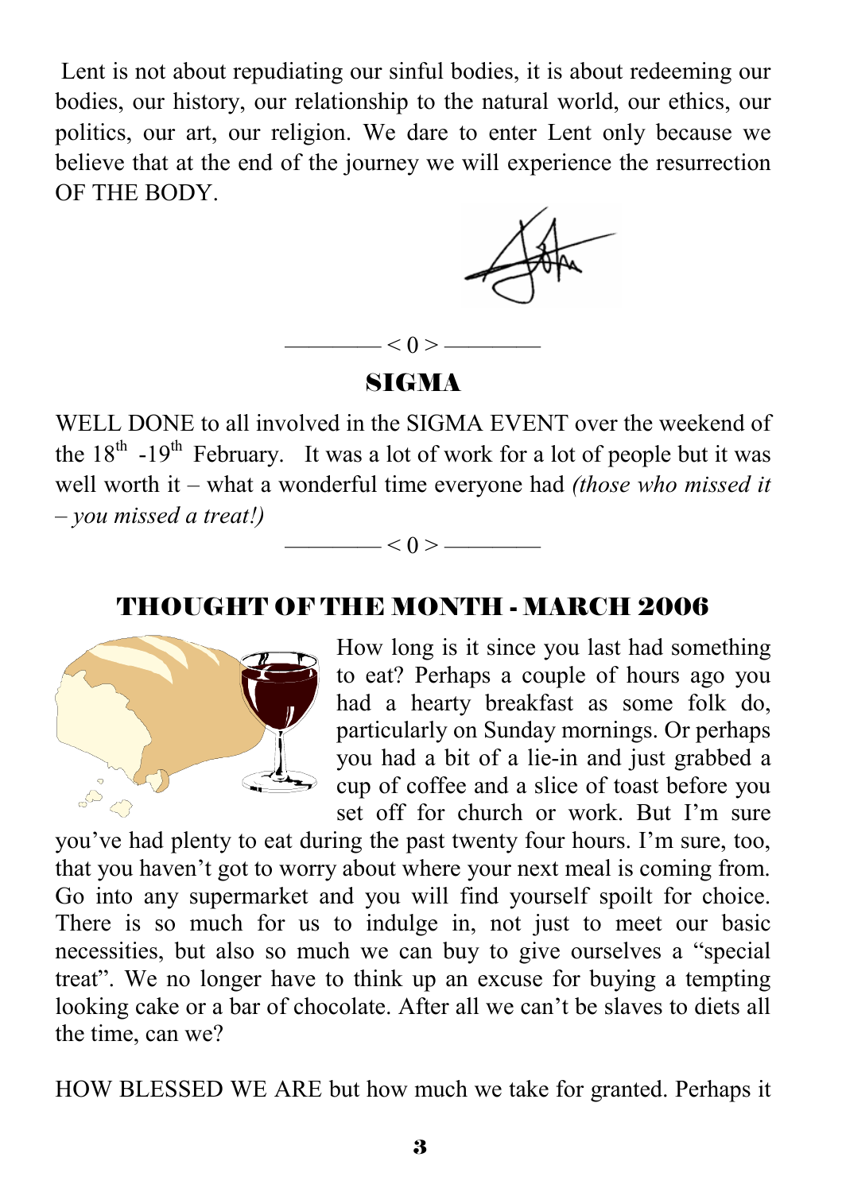Lent is not about repudiating our sinful bodies, it is about redeeming our bodies, our history, our relationship to the natural world, our ethics, our politics, our art, our religion. We dare to enter Lent only because we believe that at the end of the journey we will experience the resurrection OF THE BODY.

———— < 0 > ————

## SIGMA

WELL DONE to all involved in the SIGMA EVENT over the weekend of the 18th -19th February. It was a lot of work for a lot of people but it was well worth it – what a wonderful time everyone had *(those who missed it – you missed a treat!)*

———— < 0 > ————

## THOUGHT OF THE MONTH - MARCH 2006

How long is it since you last had something to eat? Perhaps a couple of hours ago you had a hearty breakfast as some folk do, particularly on Sunday mornings. Or perhaps you had a bit of a lie-in and just grabbed a cup of coffee and a slice of toast before you set off for church or work. But I'm sure you've had plenty to eat during the past twenty four hours. I'm sure, too, that you haven't got to worry about where your next meal is coming from. Go into any supermarket and you will find yourself spoilt for choice. There is so much for us to indulge in, not just to meet our basic necessities, but also so much we can buy to give ourselves a "special treat". We no longer have to think up an excuse for buying a tempting looking cake or a bar of chocolate. After all we can't be slaves to diets all the time, can we?

HOW BLESSED WE ARE but how much we take for granted. Perhaps it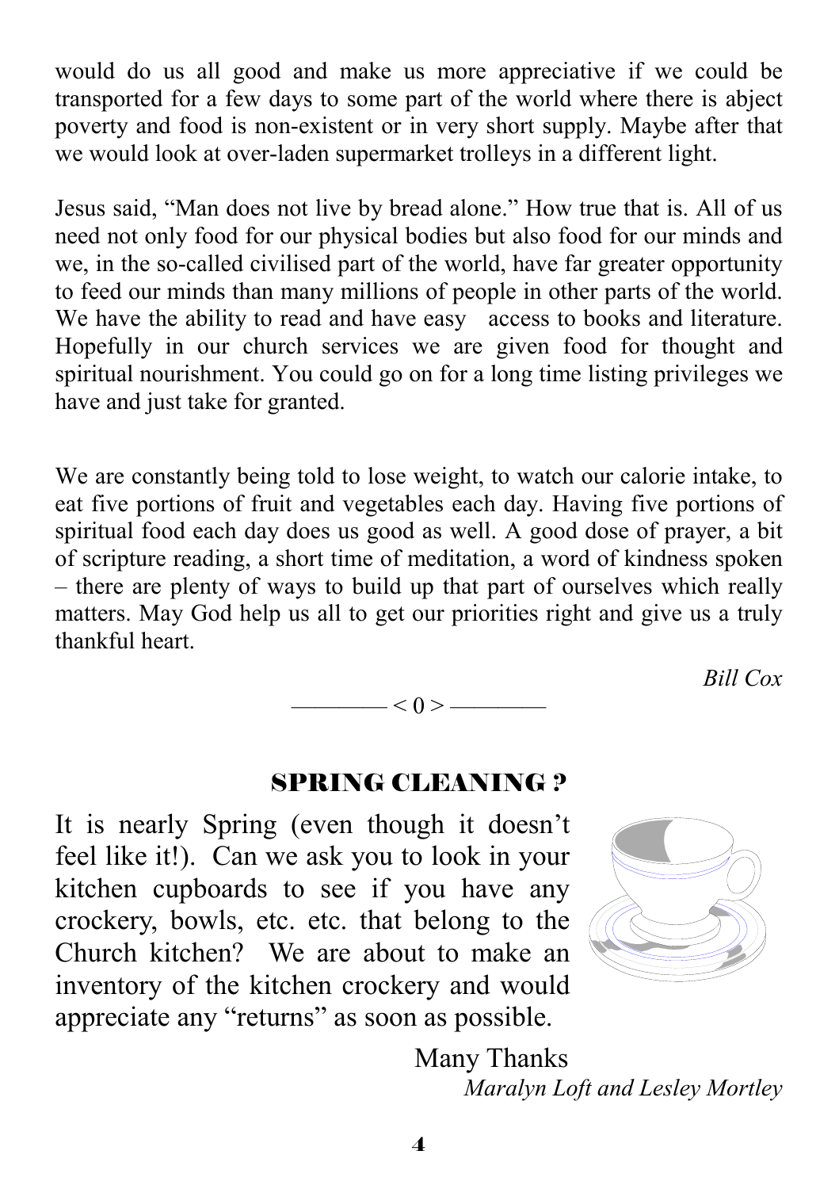would do us all good and make us more appreciative if we could be transported for a few days to some part of the world where there is abject poverty and food is non-existent or in very short supply. Maybe after that we would look at over-laden supermarket trolleys in a different light.

Jesus said, "Man does not live by bread alone." How true that is. All of us need not only food for our physical bodies but also food for our minds and we, in the so-called civilised part of the world, have far greater opportunity to feed our minds than many millions of people in other parts of the world. We have the ability to read and have easy access to books and literature. Hopefully in our church services we are given food for thought and spiritual nourishment. You could go on for a long time listing privileges we have and just take for granted.

We are constantly being told to lose weight, to watch our calorie intake, to eat five portions of fruit and vegetables each day. Having five portions of spiritual food each day does us good as well. A good dose of prayer, a bit of scripture reading, a short time of meditation, a word of kindness spoken – there are plenty of ways to build up that part of ourselves which really matters. May God help us all to get our priorities right and give us a truly thankful heart.

*Bill Cox*

———— < 0 > ————

## SPRING CLEANING ?

It is nearly Spring (even though it doesn't feel like it!). Can we ask you to look in your kitchen cupboards to see if you have any crockery, bowls, etc. etc. that belong to the Church kitchen? We are about to make an inventory of the kitchen crockery and would appreciate any "returns" as soon as possible.

Many Thanks

*Maralyn Loft and Lesley Mortley*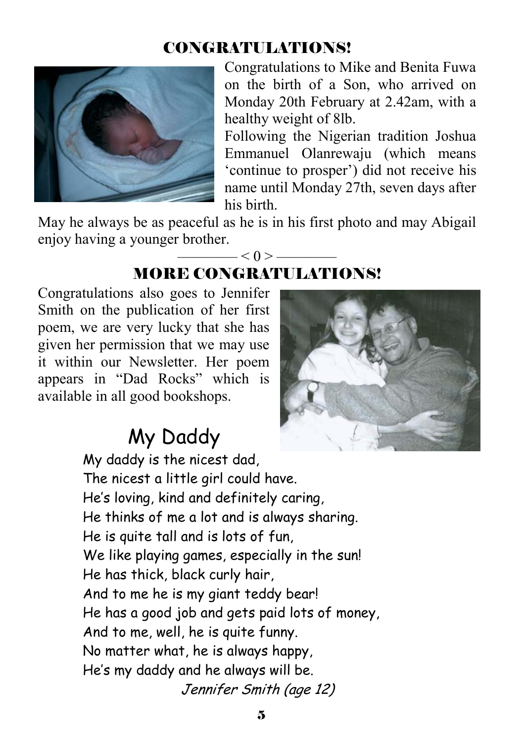## CONGRATULATIONS!

Congratulations to Mike and Benita Fuwa on the birth of a Son, who arrived on Monday 20th February at 2.42am, with a healthy weight of 8lb.

Following the Nigerian tradition Joshua Emmanuel Olanrewaju (which means 'continue to prosper') did not receive his name until Monday 27th, seven days after his birth.

May he always be as peaceful as he is in his first photo and may Abigail enjoy having a younger brother.

———— < 0 > ————

## MORE CONGRATULATIONS!

Congratulations also goes to Jennifer Smith on the publication of her first poem, we are very lucky that she has given her permission that we may use it within our Newsletter. Her poem appears in "Dad Rocks" which is available in all good bookshops.

### My Daddy

My daddy is the nicest dad,
The nicest a little girl could have.
He's loving, kind and definitely caring,
He thinks of me a lot and is always sharing.
He is quite tall and is lots of fun,
We like playing games, especially in the sun!
He has thick, black curly hair,
And to me he is my giant teddy bear!
He has a good job and gets paid lots of money,
And to me, well, he is quite funny.
No matter what, he is always happy,
He's my daddy and he always will be.

*Jennifer Smith (age 12)*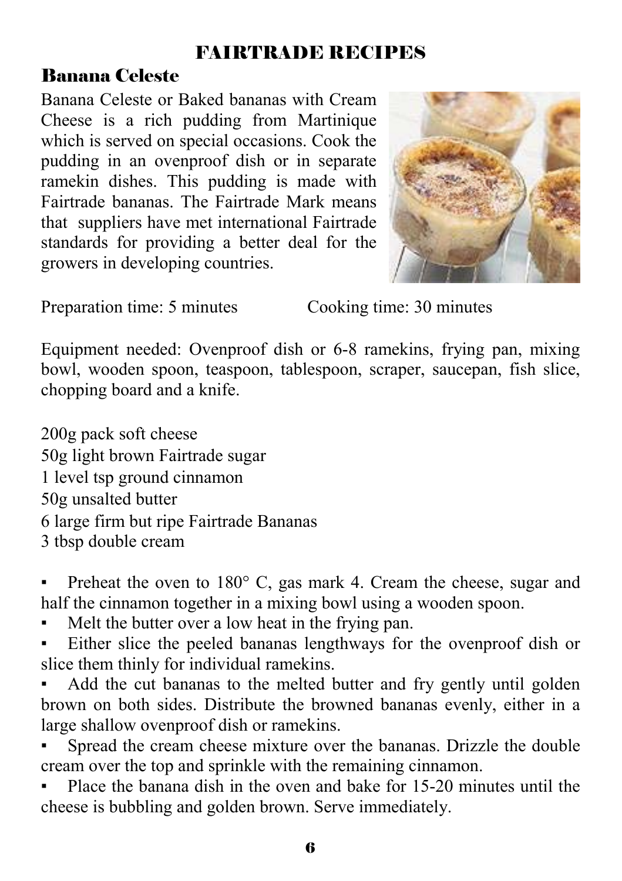# FAIRTRADE RECIPES

## Banana Celeste

Banana Celeste or Baked bananas with Cream Cheese is a rich pudding from Martinique which is served on special occasions. Cook the pudding in an ovenproof dish or in separate ramekin dishes. This pudding is made with Fairtrade bananas. The Fairtrade Mark means that suppliers have met international Fairtrade standards for providing a better deal for the growers in developing countries.

Preparation time: 5 minutes Cooking time: 30 minutes

Equipment needed: Ovenproof dish or 6-8 ramekins, frying pan, mixing bowl, wooden spoon, teaspoon, tablespoon, scraper, saucepan, fish slice, chopping board and a knife.

200g pack soft cheese
50g light brown Fairtrade sugar
1 level tsp ground cinnamon
50g unsalted butter
6 large firm but ripe Fairtrade Bananas
3 tbsp double cream

- Preheat the oven to 180° C, gas mark 4. Cream the cheese, sugar and half the cinnamon together in a mixing bowl using a wooden spoon.
- Melt the butter over a low heat in the frying pan.
- Either slice the peeled bananas lengthways for the ovenproof dish or slice them thinly for individual ramekins.
- Add the cut bananas to the melted butter and fry gently until golden brown on both sides. Distribute the browned bananas evenly, either in a large shallow ovenproof dish or ramekins.
- Spread the cream cheese mixture over the bananas. Drizzle the double cream over the top and sprinkle with the remaining cinnamon.
- Place the banana dish in the oven and bake for 15-20 minutes until the cheese is bubbling and golden brown. Serve immediately.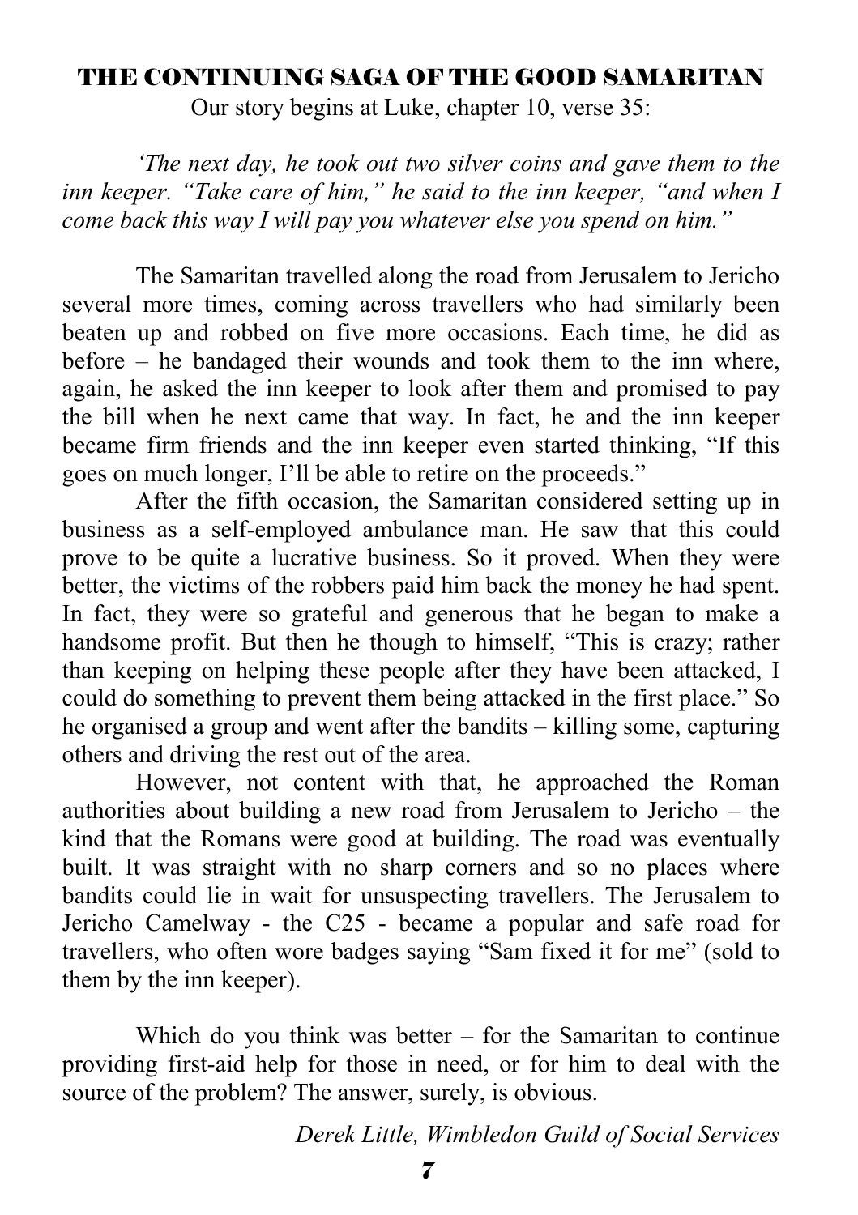## THE CONTINUING SAGA OF THE GOOD SAMARITAN

Our story begins at Luke, chapter 10, verse 35:

*'The next day, he took out two silver coins and gave them to the inn keeper. "Take care of him," he said to the inn keeper, "and when I come back this way I will pay you whatever else you spend on him."*

The Samaritan travelled along the road from Jerusalem to Jericho several more times, coming across travellers who had similarly been beaten up and robbed on five more occasions. Each time, he did as before – he bandaged their wounds and took them to the inn where, again, he asked the inn keeper to look after them and promised to pay the bill when he next came that way. In fact, he and the inn keeper became firm friends and the inn keeper even started thinking, "If this goes on much longer, I'll be able to retire on the proceeds."

After the fifth occasion, the Samaritan considered setting up in business as a self-employed ambulance man. He saw that this could prove to be quite a lucrative business. So it proved. When they were better, the victims of the robbers paid him back the money he had spent. In fact, they were so grateful and generous that he began to make a handsome profit. But then he though to himself, "This is crazy; rather than keeping on helping these people after they have been attacked, I could do something to prevent them being attacked in the first place." So he organised a group and went after the bandits – killing some, capturing others and driving the rest out of the area.

However, not content with that, he approached the Roman authorities about building a new road from Jerusalem to Jericho – the kind that the Romans were good at building. The road was eventually built. It was straight with no sharp corners and so no places where bandits could lie in wait for unsuspecting travellers. The Jerusalem to Jericho Camelway - the C25 - became a popular and safe road for travellers, who often wore badges saying "Sam fixed it for me" (sold to them by the inn keeper).

Which do you think was better – for the Samaritan to continue providing first-aid help for those in need, or for him to deal with the source of the problem? The answer, surely, is obvious.

*Derek Little, Wimbledon Guild of Social Services*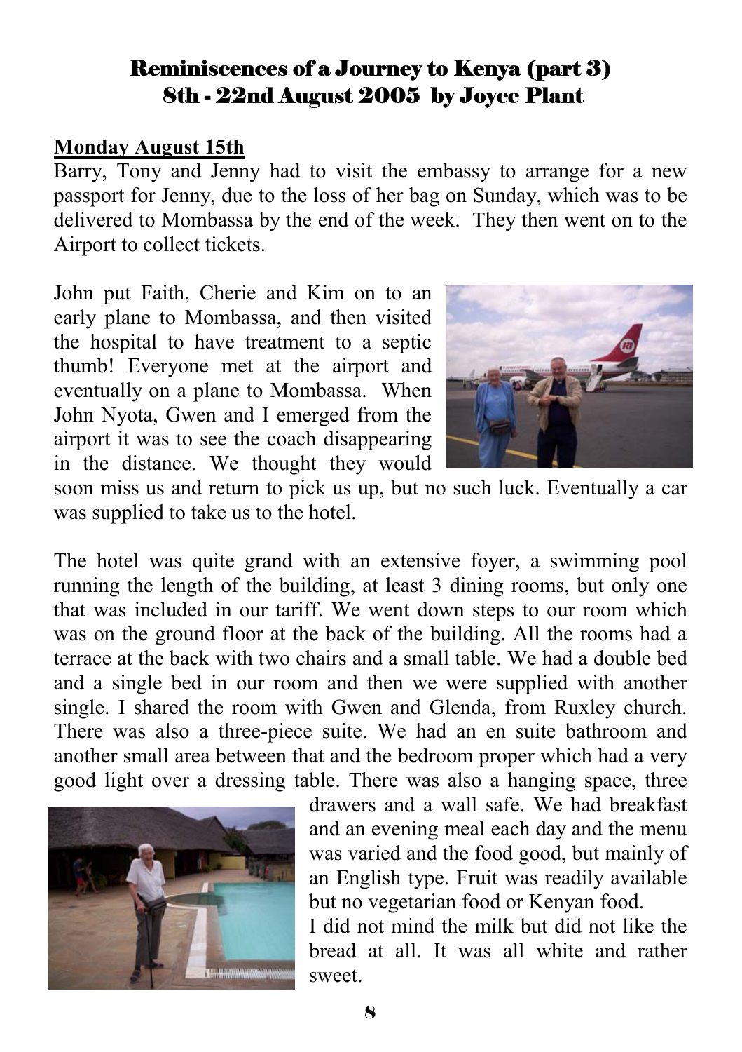# Reminiscences of a Journey to Kenya (part 3)
## 8th - 22nd August 2005 by Joyce Plant

**Monday August 15th**

Barry, Tony and Jenny had to visit the embassy to arrange for a new passport for Jenny, due to the loss of her bag on Sunday, which was to be delivered to Mombassa by the end of the week. They then went on to the Airport to collect tickets.

John put Faith, Cherie and Kim on to an early plane to Mombassa, and then visited the hospital to have treatment to a septic thumb! Everyone met at the airport and eventually on a plane to Mombassa. When John Nyota, Gwen and I emerged from the airport it was to see the coach disappearing in the distance. We thought they would soon miss us and return to pick us up, but no such luck. Eventually a car was supplied to take us to the hotel.

The hotel was quite grand with an extensive foyer, a swimming pool running the length of the building, at least 3 dining rooms, but only one that was included in our tariff. We went down steps to our room which was on the ground floor at the back of the building. All the rooms had a terrace at the back with two chairs and a small table. We had a double bed and a single bed in our room and then we were supplied with another single. I shared the room with Gwen and Glenda, from Ruxley church. There was also a three-piece suite. We had an en suite bathroom and another small area between that and the bedroom proper which had a very good light over a dressing table. There was also a hanging space, three drawers and a wall safe. We had breakfast and an evening meal each day and the menu was varied and the food good, but mainly of an English type. Fruit was readily available but no vegetarian food or Kenyan food.

I did not mind the milk but did not like the bread at all. It was all white and rather sweet.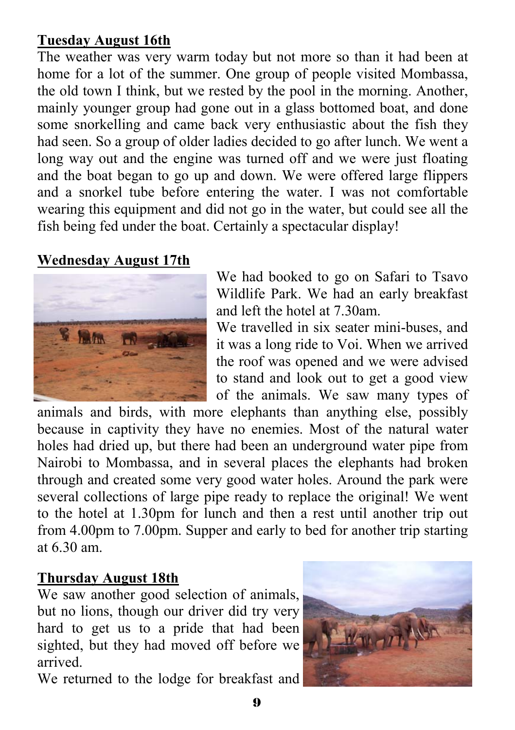**Tuesday August 16th**

The weather was very warm today but not more so than it had been at home for a lot of the summer. One group of people visited Mombassa, the old town I think, but we rested by the pool in the morning. Another, mainly younger group had gone out in a glass bottomed boat, and done some snorkelling and came back very enthusiastic about the fish they had seen. So a group of older ladies decided to go after lunch. We went a long way out and the engine was turned off and we were just floating and the boat began to go up and down. We were offered large flippers and a snorkel tube before entering the water. I was not comfortable wearing this equipment and did not go in the water, but could see all the fish being fed under the boat. Certainly a spectacular display!

**Wednesday August 17th**

We had booked to go on Safari to Tsavo Wildlife Park. We had an early breakfast and left the hotel at 7.30am.

We travelled in six seater mini-buses, and it was a long ride to Voi. When we arrived the roof was opened and we were advised to stand and look out to get a good view of the animals. We saw many types of animals and birds, with more elephants than anything else, possibly because in captivity they have no enemies. Most of the natural water holes had dried up, but there had been an underground water pipe from Nairobi to Mombassa, and in several places the elephants had broken through and created some very good water holes. Around the park were several collections of large pipe ready to replace the original! We went to the hotel at 1.30pm for lunch and then a rest until another trip out from 4.00pm to 7.00pm. Supper and early to bed for another trip starting at 6.30 am.

**Thursday August 18th**

We saw another good selection of animals, but no lions, though our driver did try very hard to get us to a pride that had been sighted, but they had moved off before we arrived.

We returned to the lodge for breakfast and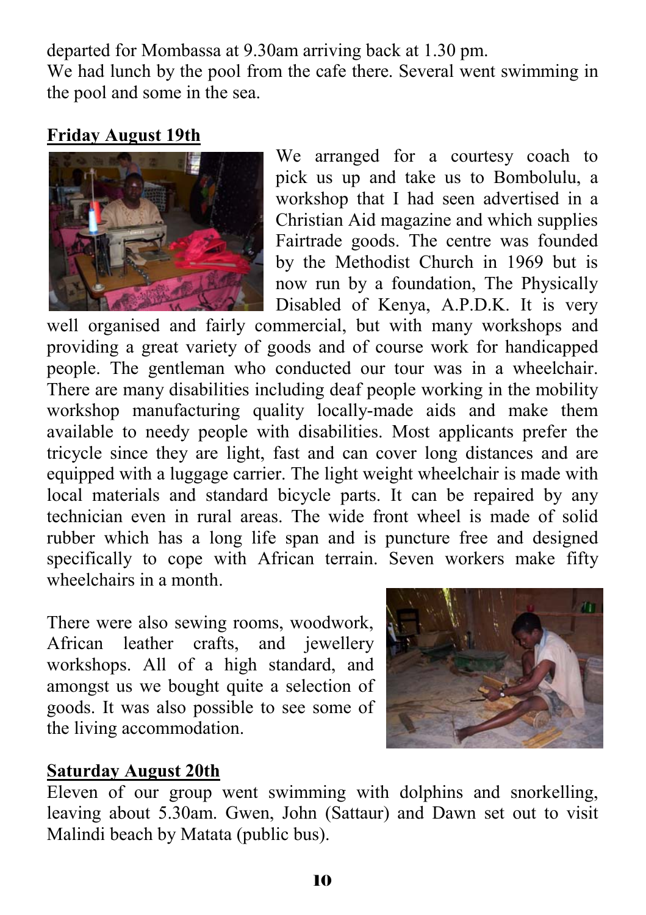departed for Mombassa at 9.30am arriving back at 1.30 pm.
We had lunch by the pool from the cafe there. Several went swimming in the pool and some in the sea.

**Friday August 19th**

We arranged for a courtesy coach to pick us up and take us to Bombolulu, a workshop that I had seen advertised in a Christian Aid magazine and which supplies Fairtrade goods. The centre was founded by the Methodist Church in 1969 but is now run by a foundation, The Physically Disabled of Kenya, A.P.D.K. It is very well organised and fairly commercial, but with many workshops and providing a great variety of goods and of course work for handicapped people. The gentleman who conducted our tour was in a wheelchair. There are many disabilities including deaf people working in the mobility workshop manufacturing quality locally-made aids and make them available to needy people with disabilities. Most applicants prefer the tricycle since they are light, fast and can cover long distances and are equipped with a luggage carrier. The light weight wheelchair is made with local materials and standard bicycle parts. It can be repaired by any technician even in rural areas. The wide front wheel is made of solid rubber which has a long life span and is puncture free and designed specifically to cope with African terrain. Seven workers make fifty wheelchairs in a month.

There were also sewing rooms, woodwork, African leather crafts, and jewellery workshops. All of a high standard, and amongst us we bought quite a selection of goods. It was also possible to see some of the living accommodation.

**Saturday August 20th**

Eleven of our group went swimming with dolphins and snorkelling, leaving about 5.30am. Gwen, John (Sattaur) and Dawn set out to visit Malindi beach by Matata (public bus).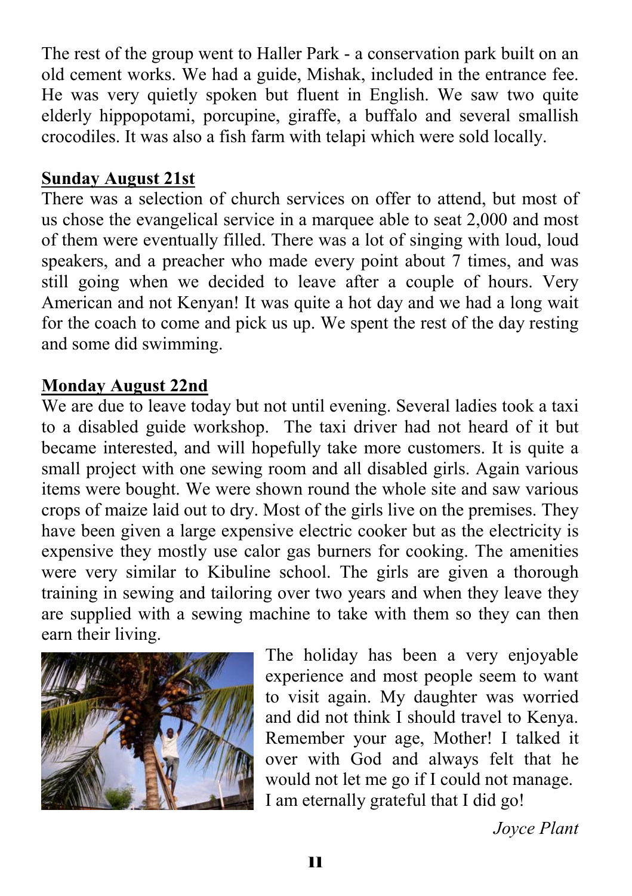The rest of the group went to Haller Park - a conservation park built on an old cement works. We had a guide, Mishak, included in the entrance fee. He was very quietly spoken but fluent in English. We saw two quite elderly hippopotami, porcupine, giraffe, a buffalo and several smallish crocodiles. It was also a fish farm with telapi which were sold locally.

**Sunday August 21st**

There was a selection of church services on offer to attend, but most of us chose the evangelical service in a marquee able to seat 2,000 and most of them were eventually filled. There was a lot of singing with loud, loud speakers, and a preacher who made every point about 7 times, and was still going when we decided to leave after a couple of hours. Very American and not Kenyan! It was quite a hot day and we had a long wait for the coach to come and pick us up. We spent the rest of the day resting and some did swimming.

**Monday August 22nd**

We are due to leave today but not until evening. Several ladies took a taxi to a disabled guide workshop. The taxi driver had not heard of it but became interested, and will hopefully take more customers. It is quite a small project with one sewing room and all disabled girls. Again various items were bought. We were shown round the whole site and saw various crops of maize laid out to dry. Most of the girls live on the premises. They have been given a large expensive electric cooker but as the electricity is expensive they mostly use calor gas burners for cooking. The amenities were very similar to Kibuline school. The girls are given a thorough training in sewing and tailoring over two years and when they leave they are supplied with a sewing machine to take with them so they can then earn their living.

The holiday has been a very enjoyable experience and most people seem to want to visit again. My daughter was worried and did not think I should travel to Kenya. Remember your age, Mother! I talked it over with God and always felt that he would not let me go if I could not manage. I am eternally grateful that I did go!

*Joyce Plant*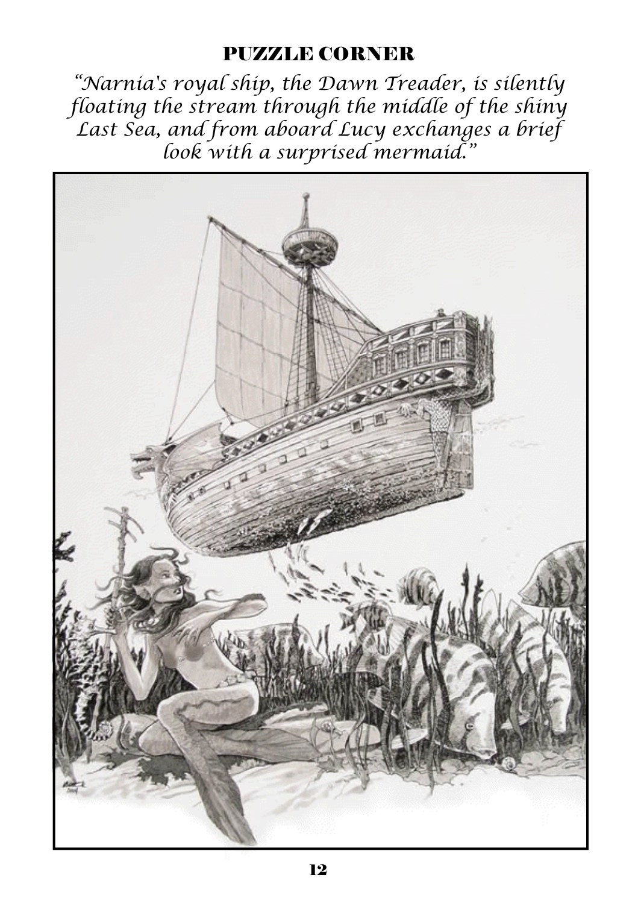# PUZZLE CORNER

*"Narnia's royal ship, the Dawn Treader, is silently floating the stream through the middle of the shiny Last Sea, and from aboard Lucy exchanges a brief look with a surprised mermaid."*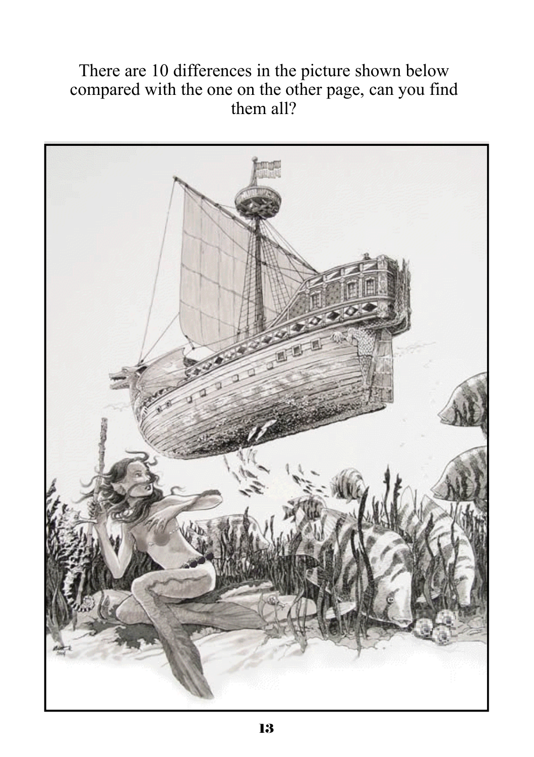There are 10 differences in the picture shown below compared with the one on the other page, can you find them all?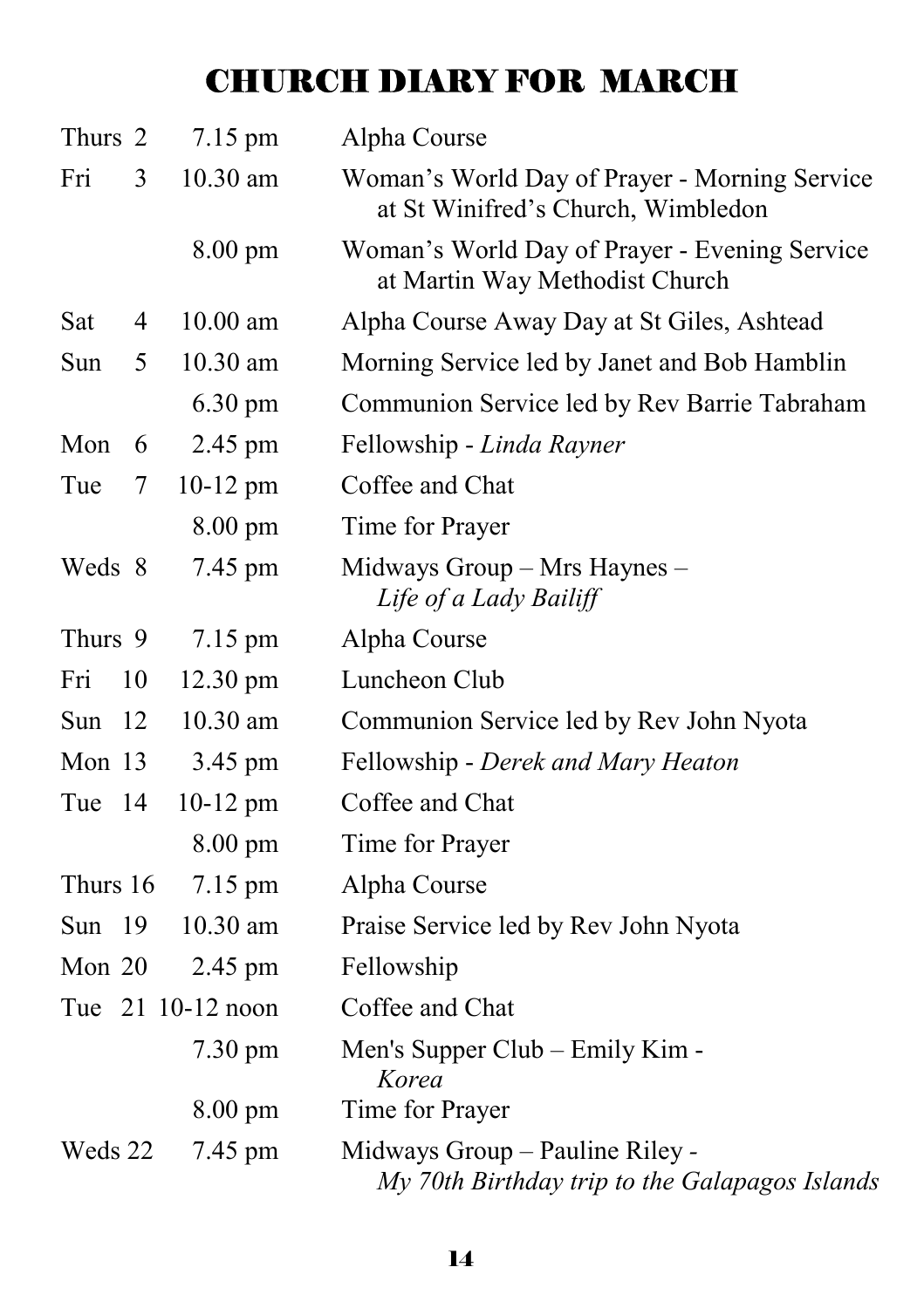# CHURCH DIARY FOR MARCH

| | | |
|---|---|---|
| Thurs 2 | 7.15 pm | Alpha Course |
| Fri 3 | 10.30 am | Woman's World Day of Prayer - Morning Service at St Winifred's Church, Wimbledon |
| | 8.00 pm | Woman's World Day of Prayer - Evening Service at Martin Way Methodist Church |
| Sat 4 | 10.00 am | Alpha Course Away Day at St Giles, Ashtead |
| Sun 5 | 10.30 am | Morning Service led by Janet and Bob Hamblin |
| | 6.30 pm | Communion Service led by Rev Barrie Tabraham |
| Mon 6 | 2.45 pm | Fellowship - *Linda Rayner* |
| Tue 7 | 10-12 pm | Coffee and Chat |
| | 8.00 pm | Time for Prayer |
| Weds 8 | 7.45 pm | Midways Group – Mrs Haynes – *Life of a Lady Bailiff* |
| Thurs 9 | 7.15 pm | Alpha Course |
| Fri 10 | 12.30 pm | Luncheon Club |
| Sun 12 | 10.30 am | Communion Service led by Rev John Nyota |
| Mon 13 | 3.45 pm | Fellowship - *Derek and Mary Heaton* |
| Tue 14 | 10-12 pm | Coffee and Chat |
| | 8.00 pm | Time for Prayer |
| Thurs 16 | 7.15 pm | Alpha Course |
| Sun 19 | 10.30 am | Praise Service led by Rev John Nyota |
| Mon 20 | 2.45 pm | Fellowship |
| Tue 21 | 10-12 noon | Coffee and Chat |
| | 7.30 pm | Men's Supper Club – Emily Kim - *Korea* |
| | 8.00 pm | Time for Prayer |
| Weds 22 | 7.45 pm | Midways Group – Pauline Riley - *My 70th Birthday trip to the Galapagos Islands* |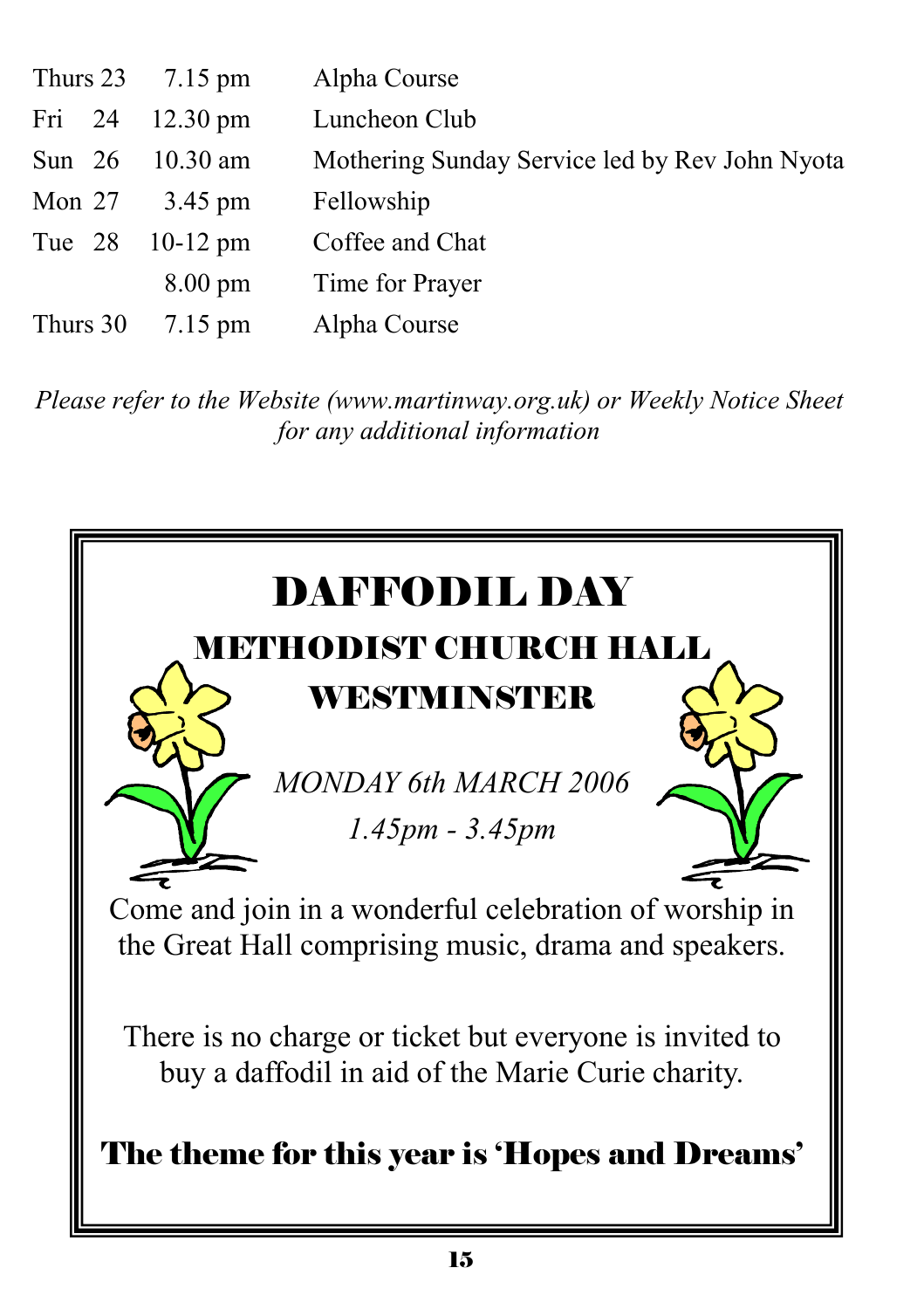| | | |
|---|---|---|
| Thurs 23 | 7.15 pm | Alpha Course |
| Fri 24 | 12.30 pm | Luncheon Club |
| Sun 26 | 10.30 am | Mothering Sunday Service led by Rev John Nyota |
| Mon 27 | 3.45 pm | Fellowship |
| Tue 28 | 10-12 pm | Coffee and Chat |
| | 8.00 pm | Time for Prayer |
| Thurs 30 | 7.15 pm | Alpha Course |

*Please refer to the Website (www.martinway.org.uk) or Weekly Notice Sheet for any additional information*

# DAFFODIL DAY

## METHODIST CHURCH HALL WESTMINSTER

*MONDAY 6th MARCH 2006*

*1.45pm - 3.45pm*

Come and join in a wonderful celebration of worship in the Great Hall comprising music, drama and speakers.

There is no charge or ticket but everyone is invited to buy a daffodil in aid of the Marie Curie charity.

**The theme for this year is 'Hopes and Dreams'**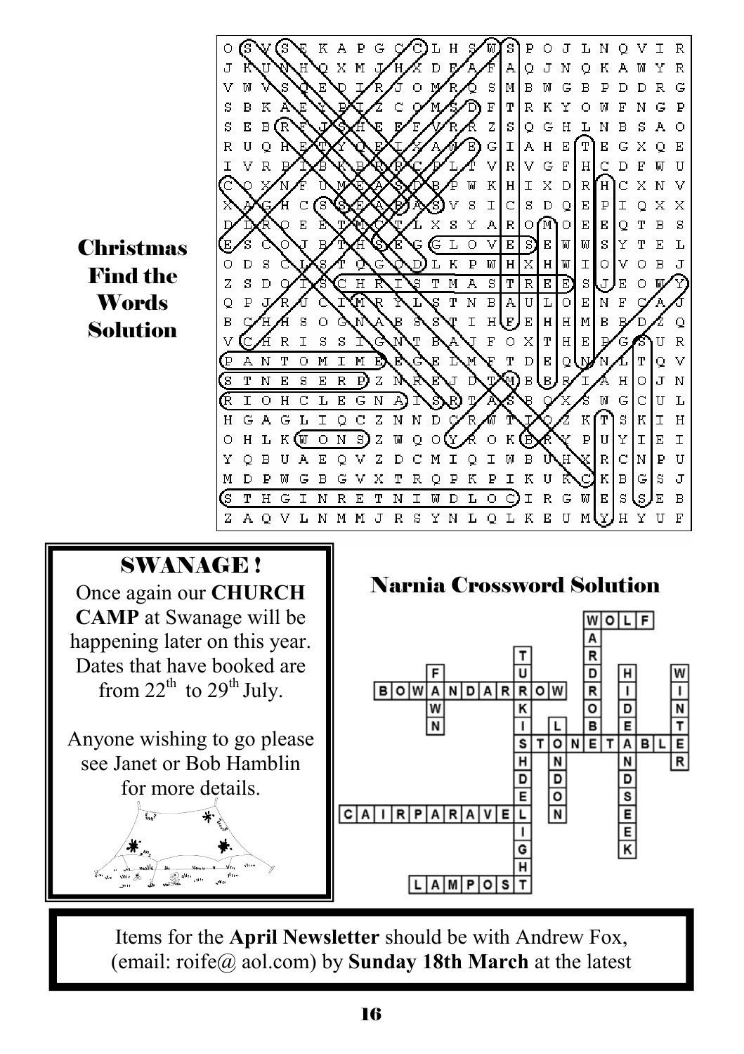## Christmas Find the Words Solution

| | | | | | | | | | | | | | | | | | | | | | | | |
|---|---|---|---|---|---|---|---|---|---|---|---|---|---|---|---|---|---|---|---|---|---|---|---|
| O | S | V | S | E | K | A | P | G | C | C | L | H | S | W | S | P | O | J | L | N | Q | V | I | R |
| J | K | U | N | H | Q | X | M | J | H | X | D | E | A | F | A | Q | J | N | Q | K | A | W | Y | R |
| V | W | V | S | Q | E | D | I | R | J | O | M | R | Q | S | M | B | W | G | B | P | D | D | R | G |
| S | B | K | A | E | Y | P | I | Z | C | O | M | S | D | F | T | R | K | Y | O | W | F | N | G | P |
| S | E | B | R | F | J | S | H | E | F | F | V | R | R | Z | S | Q | G | H | L | N | B | S | A | O |
| R | U | Q | H | E | T | Y | Q | E | L | X | A | W | E | G | I | A | H | E | T | E | G | X | Q | E |
| I | V | R | P | I | B | K | B | R | R | C | P | L | T | V | R | V | G | F | H | C | D | F | W | U |
| C | O | X | N | F | U | M | E | A | S | D | B | P | W | K | H | I | X | D | R | H | C | X | N | V |
| X | A | G | H | C | S | S | E | A | B | A | S | V | S | I | C | S | D | Q | E | P | I | Q | X | X |
| D | D | R | Q | E | E | T | M | C | T | L | X | S | Y | A | R | O | M | O | E | E | Q | T | B | S |
| E | S | C | O | J | B | T | H | S | E | G | G | L | O | V | E | S | E | W | W | S | Y | T | E | L |
| O | D | S | C | I | S | T | Q | G | O | D | L | K | P | W | H | X | H | W | I | O | V | O | B | J |
| Z | S | D | O | I | S | C | H | R | I | S | T | M | A | S | T | R | E | E | S | J | E | O | W | Y |
| Q | P | J | R | U | C | I | M | R | Y | L | S | T | N | B | A | U | L | O | E | N | F | C | A | J |
| B | C | H | H | S | O | G | N | A | B | S | S | T | I | H | F | E | H | H | M | B | B | D | Z | Q |
| V | C | H | R | I | S | S | I | G | N | T | B | A | J | F | O | X | T | H | E | P | G | S | U | R |
| P | A | N | T | O | M | I | M | E | E | G | E | L | M | F | T | D | E | Q | N | N | L | T | Q | V |
| S | T | N | E | S | E | R | P | Z | N | R | E | J | D | T | M | B | B | R | I | A | H | O | J | N |
| R | I | O | H | C | L | E | G | N | A | I | S | R | T | A | S | B | O | X | S | W | G | C | U | L |
| H | G | A | G | L | I | Q | C | Z | N | N | D | C | R | W | T | I | Q | Z | K | T | S | K | I | H |
| O | H | L | K | W | O | N | S | Z | W | Q | O | Y | R | O | K | E | R | Y | P | U | Y | I | E | I |
| Y | Q | B | U | A | E | Q | V | Z | D | C | M | I | Q | I | W | B | U | H | X | R | C | N | P | U |
| M | D | P | W | G | B | G | V | X | T | R | Q | P | K | P | I | K | U | K | C | K | B | G | S | J |
| S | T | H | G | I | N | R | E | T | N | I | W | D | L | O | C | I | R | G | W | E | S | S | E | B |
| Z | A | Q | V | L | N | M | M | J | R | S | Y | N | L | Q | L | K | E | U | M | Y | H | Y | U | F |

## SWANAGE !

Once again our **CHURCH CAMP** at Swanage will be happening later on this year. Dates that have booked are from 22[th] to 29[th] July.

Anyone wishing to go please see Janet or Bob Hamblin for more details.

## Narnia Crossword Solution

Across: WOLF, BOWANDARROW, STONETABLE, CAIRPARAVEL, LAMPOST

Down: FAWN, TURKISHDELIGHT, WARDROBE, LONDON, HIDEANDSEEK, WINTER

Items for the **April Newsletter** should be with Andrew Fox, (email: roife@ aol.com) by **Sunday 18th March** at the latest